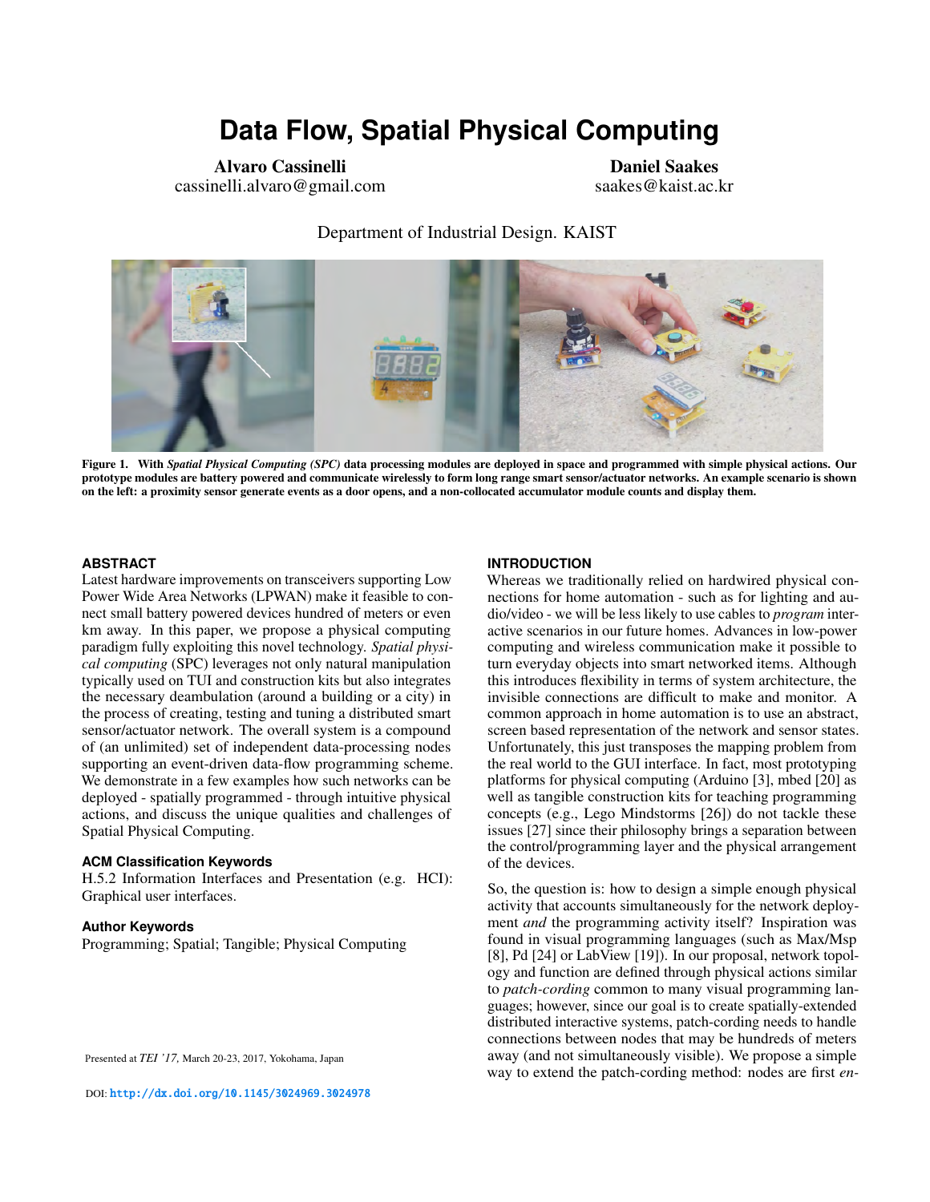# Data Flow, Spatial Physical Computing

**Alvaro Cassinelli**
cassinelli.alvaro@gmail.com

**Daniel Saakes**
saakes@kaist.ac.kr

Department of Industrial Design. KAIST

**Figure 1. With *Spatial Physical Computing (SPC)* data processing modules are deployed in space and programmed with simple physical actions. Our prototype modules are battery powered and communicate wirelessly to form long range smart sensor/actuator networks. An example scenario is shown on the left: a proximity sensor generate events as a door opens, and a non-collocated accumulator module counts and display them.**

## ABSTRACT

Latest hardware improvements on transceivers supporting Low Power Wide Area Networks (LPWAN) make it feasible to connect small battery powered devices hundred of meters or even km away. In this paper, we propose a physical computing paradigm fully exploiting this novel technology. *Spatial physical computing* (SPC) leverages not only natural manipulation typically used on TUI and construction kits but also integrates the necessary deambulation (around a building or a city) in the process of creating, testing and tuning a distributed smart sensor/actuator network. The overall system is a compound of (an unlimited) set of independent data-processing nodes supporting an event-driven data-flow programming scheme. We demonstrate in a few examples how such networks can be deployed - spatially programmed - through intuitive physical actions, and discuss the unique qualities and challenges of Spatial Physical Computing.

### ACM Classification Keywords

H.5.2 Information Interfaces and Presentation (e.g. HCI): Graphical user interfaces.

### Author Keywords

Programming; Spatial; Tangible; Physical Computing

Presented at *TEI '17*, March 20-23, 2017, Yokohama, Japan

DOI: http://dx.doi.org/10.1145/3024969.3024978

## INTRODUCTION

Whereas we traditionally relied on hardwired physical connections for home automation - such as for lighting and audio/video - we will be less likely to use cables to *program* interactive scenarios in our future homes. Advances in low-power computing and wireless communication make it possible to turn everyday objects into smart networked items. Although this introduces flexibility in terms of system architecture, the invisible connections are difficult to make and monitor. A common approach in home automation is to use an abstract, screen based representation of the network and sensor states. Unfortunately, this just transposes the mapping problem from the real world to the GUI interface. In fact, most prototyping platforms for physical computing (Arduino [3], mbed [20] as well as tangible construction kits for teaching programming concepts (e.g., Lego Mindstorms [26]) do not tackle these issues [27] since their philosophy brings a separation between the control/programming layer and the physical arrangement of the devices.

So, the question is: how to design a simple enough physical activity that accounts simultaneously for the network deployment *and* the programming activity itself? Inspiration was found in visual programming languages (such as Max/Msp [8], Pd [24] or LabView [19]). In our proposal, network topology and function are defined through physical actions similar to *patch-cording* common to many visual programming languages; however, since our goal is to create spatially-extended distributed interactive systems, patch-cording needs to handle connections between nodes that may be hundreds of meters away (and not simultaneously visible). We propose a simple way to extend the patch-cording method: nodes are first *en-*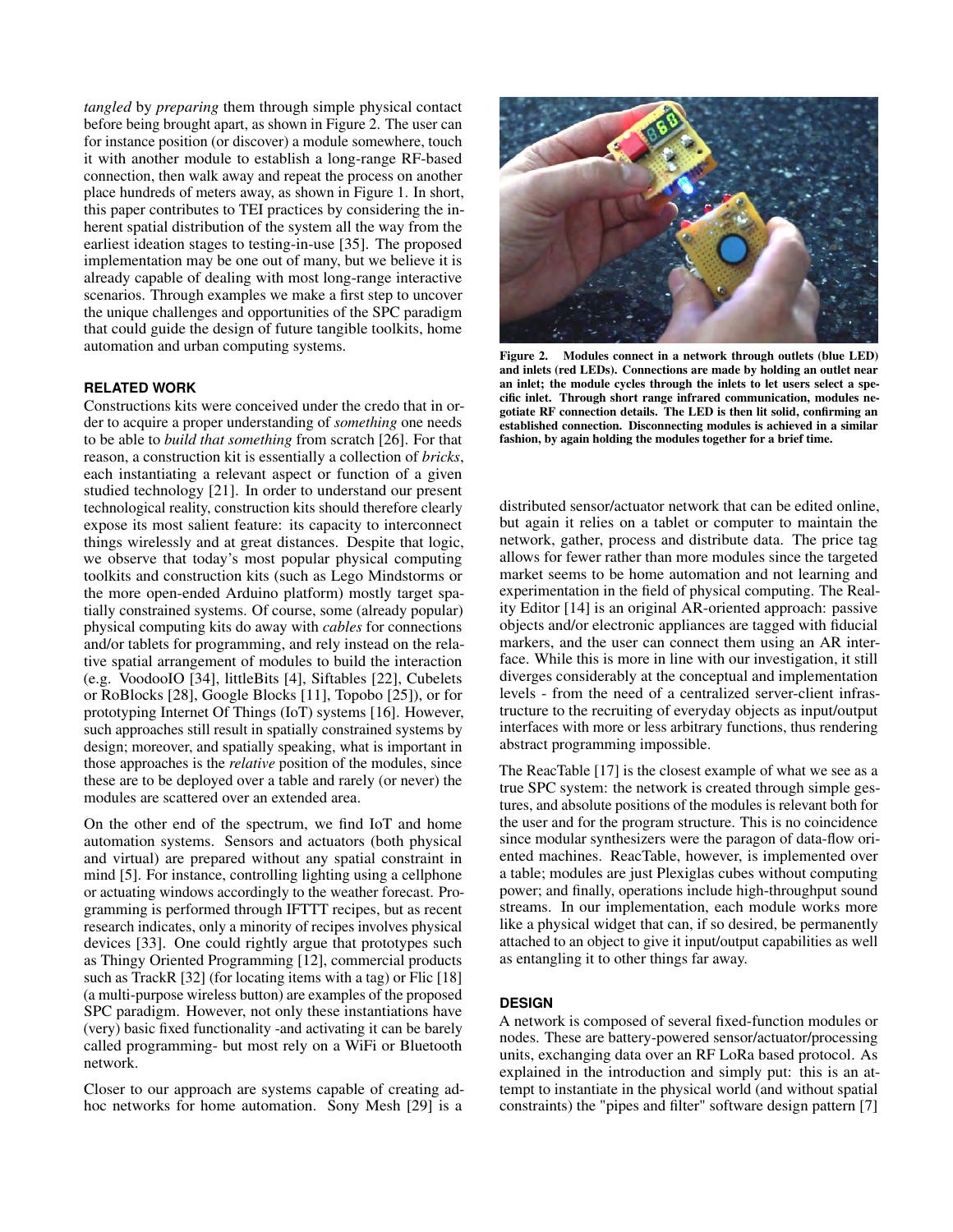*tangled* by *preparing* them through simple physical contact before being brought apart, as shown in Figure 2. The user can for instance position (or discover) a module somewhere, touch it with another module to establish a long-range RF-based connection, then walk away and repeat the process on another place hundreds of meters away, as shown in Figure 1. In short, this paper contributes to TEI practices by considering the inherent spatial distribution of the system all the way from the earliest ideation stages to testing-in-use [35]. The proposed implementation may be one out of many, but we believe it is already capable of dealing with most long-range interactive scenarios. Through examples we make a first step to uncover the unique challenges and opportunities of the SPC paradigm that could guide the design of future tangible toolkits, home automation and urban computing systems.

## RELATED WORK

Constructions kits were conceived under the credo that in order to acquire a proper understanding of *something* one needs to be able to *build that something* from scratch [26]. For that reason, a construction kit is essentially a collection of *bricks*, each instantiating a relevant aspect or function of a given studied technology [21]. In order to understand our present technological reality, construction kits should therefore clearly expose its most salient feature: its capacity to interconnect things wirelessly and at great distances. Despite that logic, we observe that today's most popular physical computing toolkits and construction kits (such as Lego Mindstorms or the more open-ended Arduino platform) mostly target spatially constrained systems. Of course, some (already popular) physical computing kits do away with *cables* for connections and/or tablets for programming, and rely instead on the relative spatial arrangement of modules to build the interaction (e.g. VoodooIO [34], littleBits [4], Siftables [22], Cubelets or RoBlocks [28], Google Blocks [11], Topobo [25]), or for prototyping Internet Of Things (IoT) systems [16]. However, such approaches still result in spatially constrained systems by design; moreover, and spatially speaking, what is important in those approaches is the *relative* position of the modules, since these are to be deployed over a table and rarely (or never) the modules are scattered over an extended area.

On the other end of the spectrum, we find IoT and home automation systems. Sensors and actuators (both physical and virtual) are prepared without any spatial constraint in mind [5]. For instance, controlling lighting using a cellphone or actuating windows accordingly to the weather forecast. Programming is performed through IFTTT recipes, but as recent research indicates, only a minority of recipes involves physical devices [33]. One could rightly argue that prototypes such as Thingy Oriented Programming [12], commercial products such as TrackR [32] (for locating items with a tag) or Flic [18] (a multi-purpose wireless button) are examples of the proposed SPC paradigm. However, not only these instantiations have (very) basic fixed functionality -and activating it can be barely called programming- but most rely on a WiFi or Bluetooth network.

Closer to our approach are systems capable of creating ad-hoc networks for home automation. Sony Mesh [29] is a distributed sensor/actuator network that can be edited online, but again it relies on a tablet or computer to maintain the network, gather, process and distribute data. The price tag allows for fewer rather than more modules since the targeted market seems to be home automation and not learning and experimentation in the field of physical computing. The Reality Editor [14] is an original AR-oriented approach: passive objects and/or electronic appliances are tagged with fiducial markers, and the user can connect them using an AR interface. While this is more in line with our investigation, it still diverges considerably at the conceptual and implementation levels - from the need of a centralized server-client infrastructure to the recruiting of everyday objects as input/output interfaces with more or less arbitrary functions, thus rendering abstract programming impossible.

**Figure 2. Modules connect in a network through outlets (blue LED) and inlets (red LEDs). Connections are made by holding an outlet near an inlet; the module cycles through the inlets to let users select a specific inlet. Through short range infrared communication, modules negotiate RF connection details. The LED is then lit solid, confirming an established connection. Disconnecting modules is achieved in a similar fashion, by again holding the modules together for a brief time.**

The ReacTable [17] is the closest example of what we see as a true SPC system: the network is created through simple gestures, and absolute positions of the modules is relevant both for the user and for the program structure. This is no coincidence since modular synthesizers were the paragon of data-flow oriented machines. ReacTable, however, is implemented over a table; modules are just Plexiglas cubes without computing power; and finally, operations include high-throughput sound streams. In our implementation, each module works more like a physical widget that can, if so desired, be permanently attached to an object to give it input/output capabilities as well as entangling it to other things far away.

## DESIGN

A network is composed of several fixed-function modules or nodes. These are battery-powered sensor/actuator/processing units, exchanging data over an RF LoRa based protocol. As explained in the introduction and simply put: this is an attempt to instantiate in the physical world (and without spatial constraints) the "pipes and filter" software design pattern [7]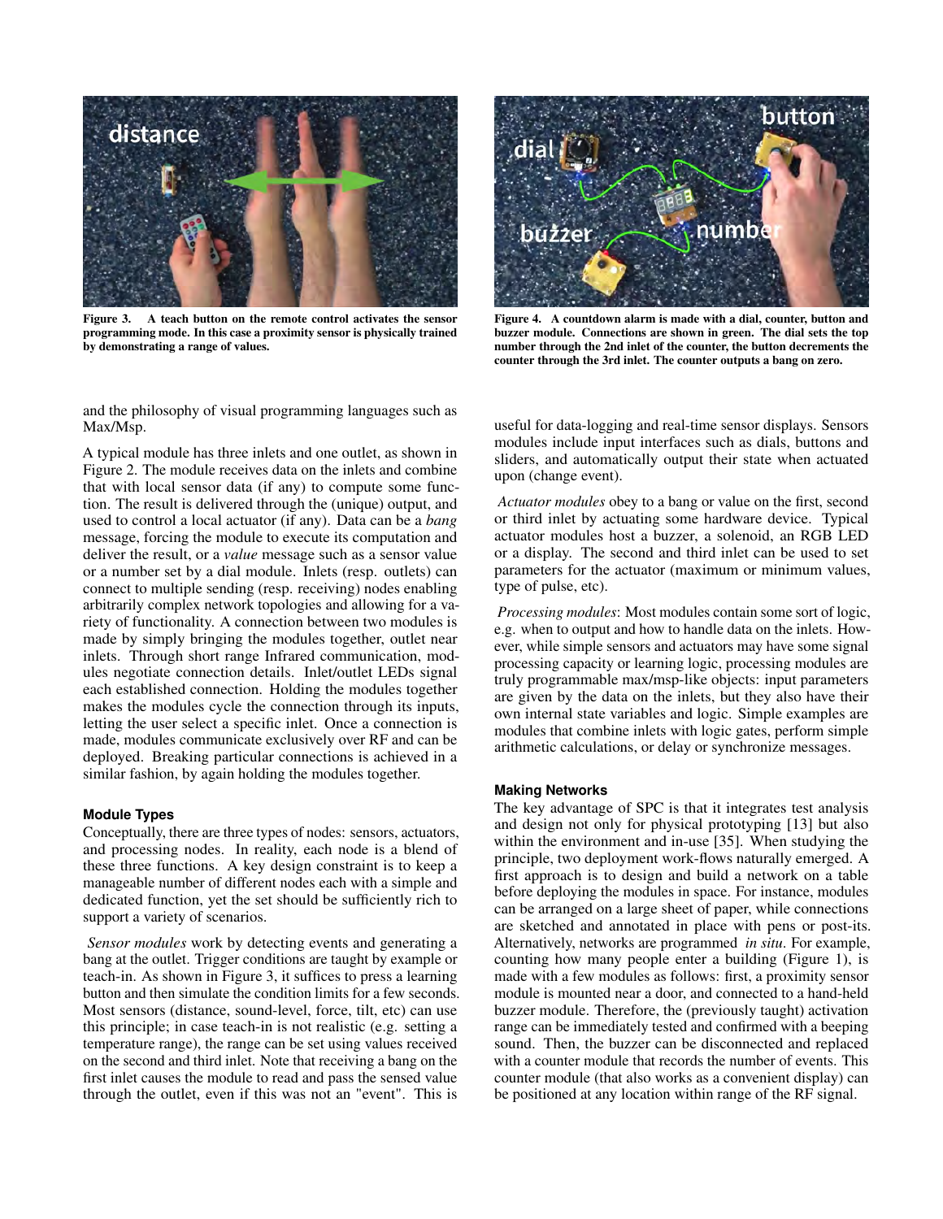Figure 3. A teach button on the remote control activates the sensor programming mode. In this case a proximity sensor is physically trained by demonstrating a range of values.

Figure 4. A countdown alarm is made with a dial, counter, button and buzzer module. Connections are shown in green. The dial sets the top number through the 2nd inlet of the counter, the button decrements the counter through the 3rd inlet. The counter outputs a bang on zero.

and the philosophy of visual programming languages such as Max/Msp.

A typical module has three inlets and one outlet, as shown in Figure 2. The module receives data on the inlets and combine that with local sensor data (if any) to compute some function. The result is delivered through the (unique) output, and used to control a local actuator (if any). Data can be a *bang* message, forcing the module to execute its computation and deliver the result, or a *value* message such as a sensor value or a number set by a dial module. Inlets (resp. outlets) can connect to multiple sending (resp. receiving) nodes enabling arbitrarily complex network topologies and allowing for a variety of functionality. A connection between two modules is made by simply bringing the modules together, outlet near inlets. Through short range Infrared communication, modules negotiate connection details. Inlet/outlet LEDs signal each established connection. Holding the modules together makes the modules cycle the connection through its inputs, letting the user select a specific inlet. Once a connection is made, modules communicate exclusively over RF and can be deployed. Breaking particular connections is achieved in a similar fashion, by again holding the modules together.

### Module Types

Conceptually, there are three types of nodes: sensors, actuators, and processing nodes. In reality, each node is a blend of these three functions. A key design constraint is to keep a manageable number of different nodes each with a simple and dedicated function, yet the set should be sufficiently rich to support a variety of scenarios.

*Sensor modules* work by detecting events and generating a bang at the outlet. Trigger conditions are taught by example or teach-in. As shown in Figure 3, it suffices to press a learning button and then simulate the condition limits for a few seconds. Most sensors (distance, sound-level, force, tilt, etc) can use this principle; in case teach-in is not realistic (e.g. setting a temperature range), the range can be set using values received on the second and third inlet. Note that receiving a bang on the first inlet causes the module to read and pass the sensed value through the outlet, even if this was not an "event". This is useful for data-logging and real-time sensor displays. Sensors modules include input interfaces such as dials, buttons and sliders, and automatically output their state when actuated upon (change event).

*Actuator modules* obey to a bang or value on the first, second or third inlet by actuating some hardware device. Typical actuator modules host a buzzer, a solenoid, an RGB LED or a display. The second and third inlet can be used to set parameters for the actuator (maximum or minimum values, type of pulse, etc).

*Processing modules*: Most modules contain some sort of logic, e.g. when to output and how to handle data on the inlets. However, while simple sensors and actuators may have some signal processing capacity or learning logic, processing modules are truly programmable max/msp-like objects: input parameters are given by the data on the inlets, but they also have their own internal state variables and logic. Simple examples are modules that combine inlets with logic gates, perform simple arithmetic calculations, or delay or synchronize messages.

### Making Networks

The key advantage of SPC is that it integrates test analysis and design not only for physical prototyping [13] but also within the environment and in-use [35]. When studying the principle, two deployment work-flows naturally emerged. A first approach is to design and build a network on a table before deploying the modules in space. For instance, modules can be arranged on a large sheet of paper, while connections are sketched and annotated in place with pens or post-its. Alternatively, networks are programmed *in situ*. For example, counting how many people enter a building (Figure 1), is made with a few modules as follows: first, a proximity sensor module is mounted near a door, and connected to a hand-held buzzer module. Therefore, the (previously taught) activation range can be immediately tested and confirmed with a beeping sound. Then, the buzzer can be disconnected and replaced with a counter module that records the number of events. This counter module (that also works as a convenient display) can be positioned at any location within range of the RF signal.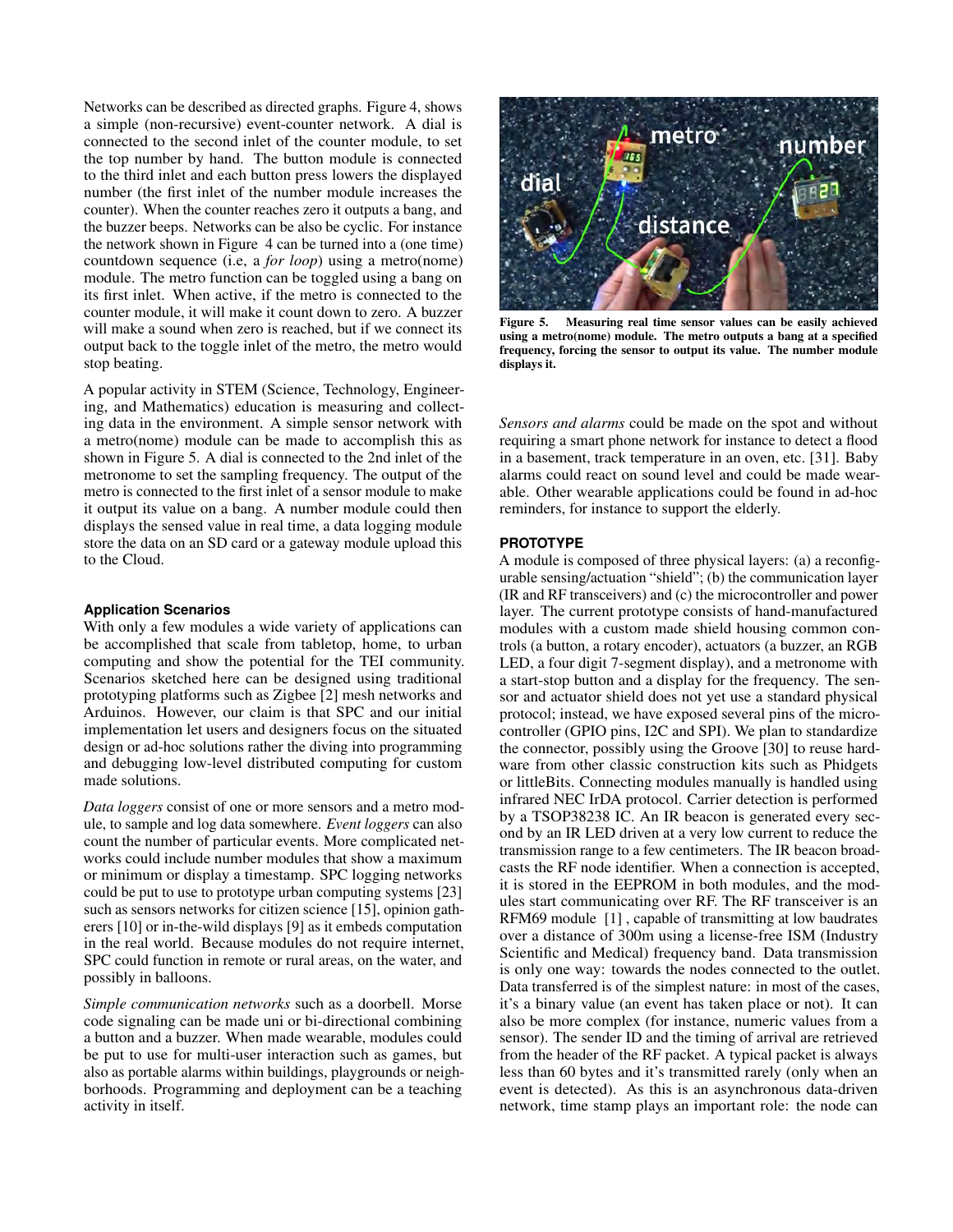Networks can be described as directed graphs. Figure 4, shows a simple (non-recursive) event-counter network. A dial is connected to the second inlet of the counter module, to set the top number by hand. The button module is connected to the third inlet and each button press lowers the displayed number (the first inlet of the number module increases the counter). When the counter reaches zero it outputs a bang, and the buzzer beeps. Networks can be also be cyclic. For instance the network shown in Figure 4 can be turned into a (one time) countdown sequence (i.e, a *for loop*) using a metro(nome) module. The metro function can be toggled using a bang on its first inlet. When active, if the metro is connected to the counter module, it will make it count down to zero. A buzzer will make a sound when zero is reached, but if we connect its output back to the toggle inlet of the metro, the metro would stop beating.

A popular activity in STEM (Science, Technology, Engineering, and Mathematics) education is measuring and collecting data in the environment. A simple sensor network with a metro(nome) module can be made to accomplish this as shown in Figure 5. A dial is connected to the 2nd inlet of the metronome to set the sampling frequency. The output of the metro is connected to the first inlet of a sensor module to make it output its value on a bang. A number module could then displays the sensed value in real time, a data logging module store the data on an SD card or a gateway module upload this to the Cloud.

### Application Scenarios

With only a few modules a wide variety of applications can be accomplished that scale from tabletop, home, to urban computing and show the potential for the TEI community. Scenarios sketched here can be designed using traditional prototyping platforms such as Zigbee [2] mesh networks and Arduinos. However, our claim is that SPC and our initial implementation let users and designers focus on the situated design or ad-hoc solutions rather the diving into programming and debugging low-level distributed computing for custom made solutions.

*Data loggers* consist of one or more sensors and a metro module, to sample and log data somewhere. *Event loggers* can also count the number of particular events. More complicated networks could include number modules that show a maximum or minimum or display a timestamp. SPC logging networks could be put to use to prototype urban computing systems [23] such as sensors networks for citizen science [15], opinion gatherers [10] or in-the-wild displays [9] as it embeds computation in the real world. Because modules do not require internet, SPC could function in remote or rural areas, on the water, and possibly in balloons.

*Simple communication networks* such as a doorbell. Morse code signaling can be made uni or bi-directional combining a button and a buzzer. When made wearable, modules could be put to use for multi-user interaction such as games, but also as portable alarms within buildings, playgrounds or neighborhoods. Programming and deployment can be a teaching activity in itself.

metro
number
dial
distance

**Figure 5. Measuring real time sensor values can be easily achieved using a metro(nome) module. The metro outputs a bang at a specified frequency, forcing the sensor to output its value. The number module displays it.**

*Sensors and alarms* could be made on the spot and without requiring a smart phone network for instance to detect a flood in a basement, track temperature in an oven, etc. [31]. Baby alarms could react on sound level and could be made wearable. Other wearable applications could be found in ad-hoc reminders, for instance to support the elderly.

## PROTOTYPE

A module is composed of three physical layers: (a) a reconfigurable sensing/actuation "shield"; (b) the communication layer (IR and RF transceivers) and (c) the microcontroller and power layer. The current prototype consists of hand-manufactured modules with a custom made shield housing common controls (a button, a rotary encoder), actuators (a buzzer, an RGB LED, a four digit 7-segment display), and a metronome with a start-stop button and a display for the frequency. The sensor and actuator shield does not yet use a standard physical protocol; instead, we have exposed several pins of the microcontroller (GPIO pins, I2C and SPI). We plan to standardize the connector, possibly using the Groove [30] to reuse hardware from other classic construction kits such as Phidgets or littleBits. Connecting modules manually is handled using infrared NEC IrDA protocol. Carrier detection is performed by a TSOP38238 IC. An IR beacon is generated every second by an IR LED driven at a very low current to reduce the transmission range to a few centimeters. The IR beacon broadcasts the RF node identifier. When a connection is accepted, it is stored in the EEPROM in both modules, and the modules start communicating over RF. The RF transceiver is an RFM69 module [1] , capable of transmitting at low baudrates over a distance of 300m using a license-free ISM (Industry Scientific and Medical) frequency band. Data transmission is only one way: towards the nodes connected to the outlet. Data transferred is of the simplest nature: in most of the cases, it's a binary value (an event has taken place or not). It can also be more complex (for instance, numeric values from a sensor). The sender ID and the timing of arrival are retrieved from the header of the RF packet. A typical packet is always less than 60 bytes and it's transmitted rarely (only when an event is detected). As this is an asynchronous data-driven network, time stamp plays an important role: the node can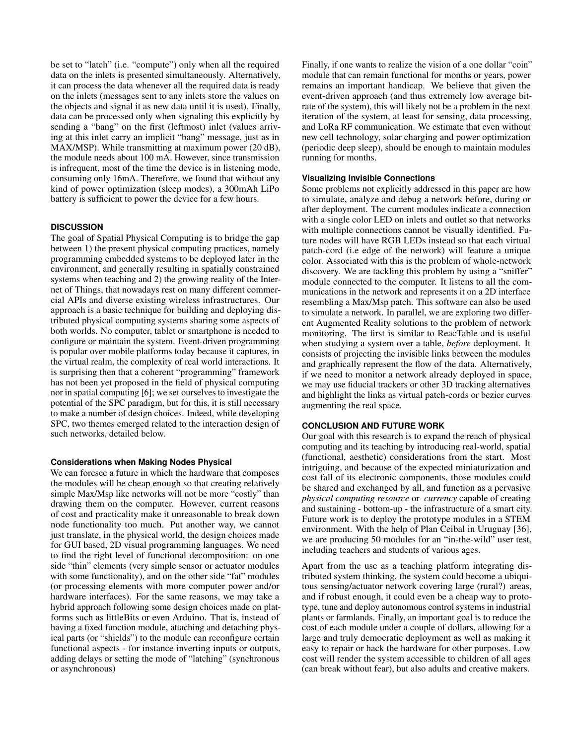be set to "latch" (i.e. "compute") only when all the required data on the inlets is presented simultaneously. Alternatively, it can process the data whenever all the required data is ready on the inlets (messages sent to any inlets store the values on the objects and signal it as new data until it is used). Finally, data can be processed only when signaling this explicitly by sending a "bang" on the first (leftmost) inlet (values arriving at this inlet carry an implicit "bang" message, just as in MAX/MSP). While transmitting at maximum power (20 dB), the module needs about 100 mA. However, since transmission is infrequent, most of the time the device is in listening mode, consuming only 16mA. Therefore, we found that without any kind of power optimization (sleep modes), a 300mAh LiPo battery is sufficient to power the device for a few hours.

## DISCUSSION

The goal of Spatial Physical Computing is to bridge the gap between 1) the present physical computing practices, namely programming embedded systems to be deployed later in the environment, and generally resulting in spatially constrained systems when teaching and 2) the growing reality of the Internet of Things, that nowadays rest on many different commercial APIs and diverse existing wireless infrastructures. Our approach is a basic technique for building and deploying distributed physical computing systems sharing some aspects of both worlds. No computer, tablet or smartphone is needed to configure or maintain the system. Event-driven programming is popular over mobile platforms today because it captures, in the virtual realm, the complexity of real world interactions. It is surprising then that a coherent "programming" framework has not been yet proposed in the field of physical computing nor in spatial computing [6]; we set ourselves to investigate the potential of the SPC paradigm, but for this, it is still necessary to make a number of design choices. Indeed, while developing SPC, two themes emerged related to the interaction design of such networks, detailed below.

### Considerations when Making Nodes Physical

We can foresee a future in which the hardware that composes the modules will be cheap enough so that creating relatively simple Max/Msp like networks will not be more "costly" than drawing them on the computer. However, current reasons of cost and practicality make it unreasonable to break down node functionality too much. Put another way, we cannot just translate, in the physical world, the design choices made for GUI based, 2D visual programming languages. We need to find the right level of functional decomposition: on one side "thin" elements (very simple sensor or actuator modules with some functionality), and on the other side "fat" modules (or processing elements with more computer power and/or hardware interfaces). For the same reasons, we may take a hybrid approach following some design choices made on platforms such as littleBits or even Arduino. That is, instead of having a fixed function module, attaching and detaching physical parts (or "shields") to the module can reconfigure certain functional aspects - for instance inverting inputs or outputs, adding delays or setting the mode of "latching" (synchronous or asynchronous)

Finally, if one wants to realize the vision of a one dollar "coin" module that can remain functional for months or years, power remains an important handicap. We believe that given the event-driven approach (and thus extremely low average bitrate of the system), this will likely not be a problem in the next iteration of the system, at least for sensing, data processing, and LoRa RF communication. We estimate that even without new cell technology, solar charging and power optimization (periodic deep sleep), should be enough to maintain modules running for months.

### Visualizing Invisible Connections

Some problems not explicitly addressed in this paper are how to simulate, analyze and debug a network before, during or after deployment. The current modules indicate a connection with a single color LED on inlets and outlet so that networks with multiple connections cannot be visually identified. Future nodes will have RGB LEDs instead so that each virtual patch-cord (i.e edge of the network) will feature a unique color. Associated with this is the problem of whole-network discovery. We are tackling this problem by using a "sniffer" module connected to the computer. It listens to all the communications in the network and represents it on a 2D interface resembling a Max/Msp patch. This software can also be used to simulate a network. In parallel, we are exploring two different Augmented Reality solutions to the problem of network monitoring. The first is similar to ReacTable and is useful when studying a system over a table, *before* deployment. It consists of projecting the invisible links between the modules and graphically represent the flow of the data. Alternatively, if we need to monitor a network already deployed in space, we may use fiducial trackers or other 3D tracking alternatives and highlight the links as virtual patch-cords or bezier curves augmenting the real space.

## CONCLUSION AND FUTURE WORK

Our goal with this research is to expand the reach of physical computing and its teaching by introducing real-world, spatial (functional, aesthetic) considerations from the start. Most intriguing, and because of the expected miniaturization and cost fall of its electronic components, those modules could be shared and exchanged by all, and function as a pervasive *physical computing resource* or *currency* capable of creating and sustaining - bottom-up - the infrastructure of a smart city. Future work is to deploy the prototype modules in a STEM environment. With the help of Plan Ceibal in Uruguay [36], we are producing 50 modules for an "in-the-wild" user test, including teachers and students of various ages.

Apart from the use as a teaching platform integrating distributed system thinking, the system could become a ubiquitous sensing/actuator network covering large (rural?) areas, and if robust enough, it could even be a cheap way to prototype, tune and deploy autonomous control systems in industrial plants or farmlands. Finally, an important goal is to reduce the cost of each module under a couple of dollars, allowing for a large and truly democratic deployment as well as making it easy to repair or hack the hardware for other purposes. Low cost will render the system accessible to children of all ages (can break without fear), but also adults and creative makers.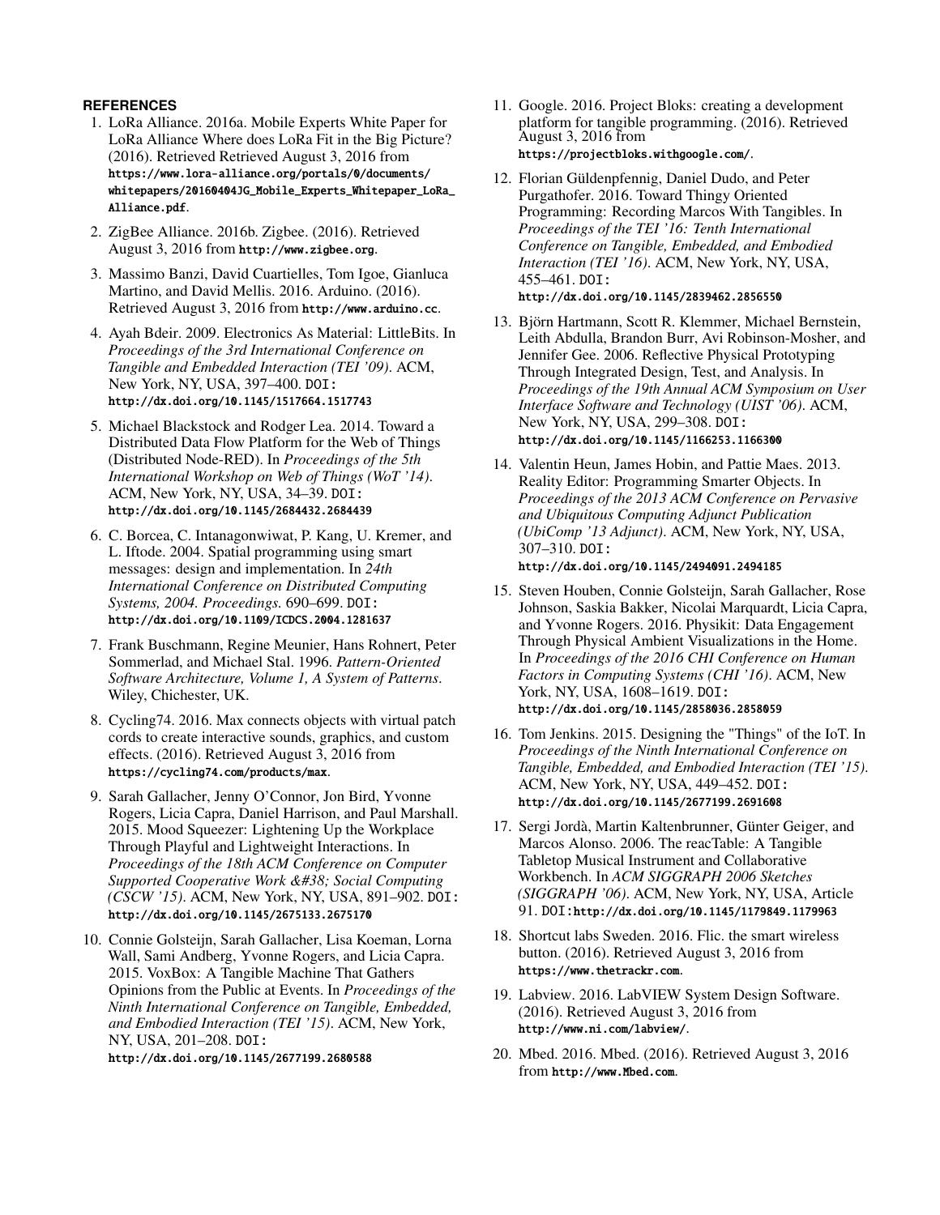## REFERENCES

1. LoRa Alliance. 2016a. Mobile Experts White Paper for LoRa Alliance Where does LoRa Fit in the Big Picture? (2016). Retrieved Retrieved August 3, 2016 from https://www.lora-alliance.org/portals/0/documents/whitepapers/20160404JG_Mobile_Experts_Whitepaper_LoRa_Alliance.pdf.
2. ZigBee Alliance. 2016b. Zigbee. (2016). Retrieved August 3, 2016 from http://www.zigbee.org.
3. Massimo Banzi, David Cuartielles, Tom Igoe, Gianluca Martino, and David Mellis. 2016. Arduino. (2016). Retrieved August 3, 2016 from http://www.arduino.cc.
4. Ayah Bdeir. 2009. Electronics As Material: LittleBits. In *Proceedings of the 3rd International Conference on Tangible and Embedded Interaction (TEI '09)*. ACM, New York, NY, USA, 397–400. DOI: http://dx.doi.org/10.1145/1517664.1517743
5. Michael Blackstock and Rodger Lea. 2014. Toward a Distributed Data Flow Platform for the Web of Things (Distributed Node-RED). In *Proceedings of the 5th International Workshop on Web of Things (WoT '14)*. ACM, New York, NY, USA, 34–39. DOI: http://dx.doi.org/10.1145/2684432.2684439
6. C. Borcea, C. Intanagonwiwat, P. Kang, U. Kremer, and L. Iftode. 2004. Spatial programming using smart messages: design and implementation. In *24th International Conference on Distributed Computing Systems, 2004. Proceedings.* 690–699. DOI: http://dx.doi.org/10.1109/ICDCS.2004.1281637
7. Frank Buschmann, Regine Meunier, Hans Rohnert, Peter Sommerlad, and Michael Stal. 1996. *Pattern-Oriented Software Architecture, Volume 1, A System of Patterns*. Wiley, Chichester, UK.
8. Cycling74. 2016. Max connects objects with virtual patch cords to create interactive sounds, graphics, and custom effects. (2016). Retrieved August 3, 2016 from https://cycling74.com/products/max.
9. Sarah Gallacher, Jenny O'Connor, Jon Bird, Yvonne Rogers, Licia Capra, Daniel Harrison, and Paul Marshall. 2015. Mood Squeezer: Lightening Up the Workplace Through Playful and Lightweight Interactions. In *Proceedings of the 18th ACM Conference on Computer Supported Cooperative Work &#38; Social Computing (CSCW '15)*. ACM, New York, NY, USA, 891–902. DOI: http://dx.doi.org/10.1145/2675133.2675170
10. Connie Golsteijn, Sarah Gallacher, Lisa Koeman, Lorna Wall, Sami Andberg, Yvonne Rogers, and Licia Capra. 2015. VoxBox: A Tangible Machine That Gathers Opinions from the Public at Events. In *Proceedings of the Ninth International Conference on Tangible, Embedded, and Embodied Interaction (TEI '15)*. ACM, New York, NY, USA, 201–208. DOI: http://dx.doi.org/10.1145/2677199.2680588
11. Google. 2016. Project Bloks: creating a development platform for tangible programming. (2016). Retrieved August 3, 2016 from https://projectbloks.withgoogle.com/.
12. Florian Güldenpfennig, Daniel Dudo, and Peter Purgathofer. 2016. Toward Thingy Oriented Programming: Recording Marcos With Tangibles. In *Proceedings of the TEI '16: Tenth International Conference on Tangible, Embedded, and Embodied Interaction (TEI '16)*. ACM, New York, NY, USA, 455–461. DOI: http://dx.doi.org/10.1145/2839462.2856550
13. Björn Hartmann, Scott R. Klemmer, Michael Bernstein, Leith Abdulla, Brandon Burr, Avi Robinson-Mosher, and Jennifer Gee. 2006. Reflective Physical Prototyping Through Integrated Design, Test, and Analysis. In *Proceedings of the 19th Annual ACM Symposium on User Interface Software and Technology (UIST '06)*. ACM, New York, NY, USA, 299–308. DOI: http://dx.doi.org/10.1145/1166253.1166300
14. Valentin Heun, James Hobin, and Pattie Maes. 2013. Reality Editor: Programming Smarter Objects. In *Proceedings of the 2013 ACM Conference on Pervasive and Ubiquitous Computing Adjunct Publication (UbiComp '13 Adjunct)*. ACM, New York, NY, USA, 307–310. DOI: http://dx.doi.org/10.1145/2494091.2494185
15. Steven Houben, Connie Golsteijn, Sarah Gallacher, Rose Johnson, Saskia Bakker, Nicolai Marquardt, Licia Capra, and Yvonne Rogers. 2016. Physikit: Data Engagement Through Physical Ambient Visualizations in the Home. In *Proceedings of the 2016 CHI Conference on Human Factors in Computing Systems (CHI '16)*. ACM, New York, NY, USA, 1608–1619. DOI: http://dx.doi.org/10.1145/2858036.2858059
16. Tom Jenkins. 2015. Designing the "Things" of the IoT. In *Proceedings of the Ninth International Conference on Tangible, Embedded, and Embodied Interaction (TEI '15)*. ACM, New York, NY, USA, 449–452. DOI: http://dx.doi.org/10.1145/2677199.2691608
17. Sergi Jordà, Martin Kaltenbrunner, Günter Geiger, and Marcos Alonso. 2006. The reacTable: A Tangible Tabletop Musical Instrument and Collaborative Workbench. In *ACM SIGGRAPH 2006 Sketches (SIGGRAPH '06)*. ACM, New York, NY, USA, Article 91. DOI: http://dx.doi.org/10.1145/1179849.1179963
18. Shortcut labs Sweden. 2016. Flic. the smart wireless button. (2016). Retrieved August 3, 2016 from https://www.thetrackr.com.
19. Labview. 2016. LabVIEW System Design Software. (2016). Retrieved August 3, 2016 from http://www.ni.com/labview/.
20. Mbed. 2016. Mbed. (2016). Retrieved August 3, 2016 from http://www.Mbed.com.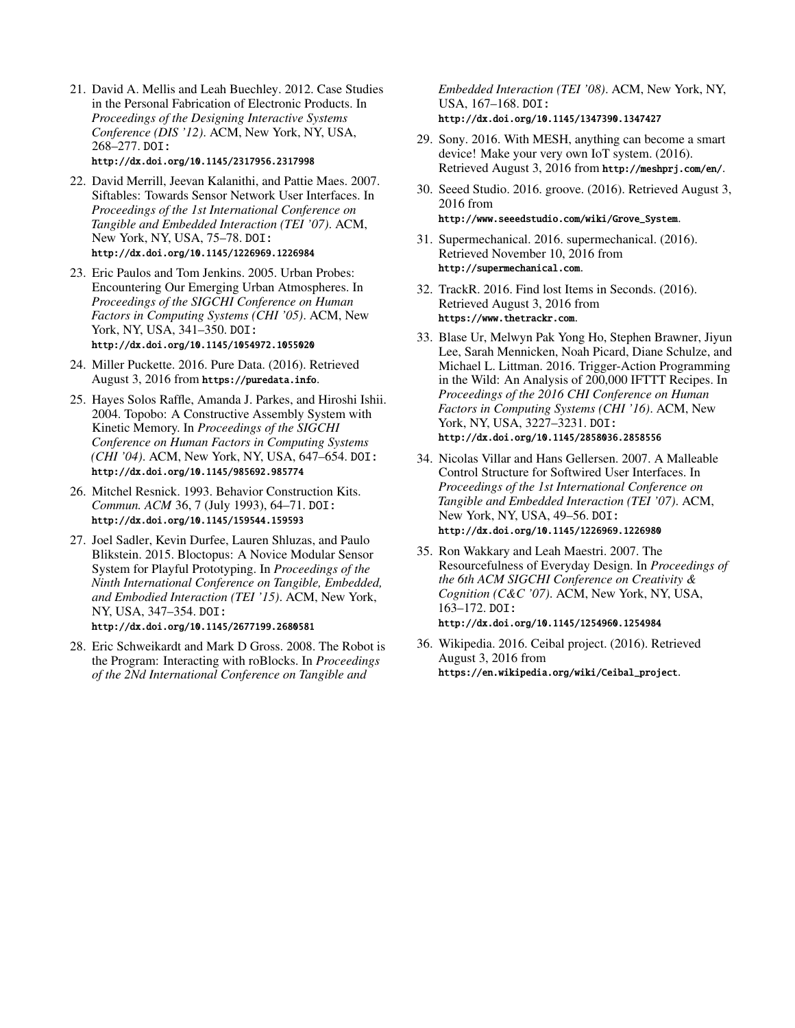21. David A. Mellis and Leah Buechley. 2012. Case Studies in the Personal Fabrication of Electronic Products. In *Proceedings of the Designing Interactive Systems Conference (DIS '12)*. ACM, New York, NY, USA, 268–277. DOI: http://dx.doi.org/10.1145/2317956.2317998

22. David Merrill, Jeevan Kalanithi, and Pattie Maes. 2007. Siftables: Towards Sensor Network User Interfaces. In *Proceedings of the 1st International Conference on Tangible and Embedded Interaction (TEI '07)*. ACM, New York, NY, USA, 75–78. DOI: http://dx.doi.org/10.1145/1226969.1226984

23. Eric Paulos and Tom Jenkins. 2005. Urban Probes: Encountering Our Emerging Urban Atmospheres. In *Proceedings of the SIGCHI Conference on Human Factors in Computing Systems (CHI '05)*. ACM, New York, NY, USA, 341–350. DOI: http://dx.doi.org/10.1145/1054972.1055020

24. Miller Puckette. 2016. Pure Data. (2016). Retrieved August 3, 2016 from https://puredata.info.

25. Hayes Solos Raffle, Amanda J. Parkes, and Hiroshi Ishii. 2004. Topobo: A Constructive Assembly System with Kinetic Memory. In *Proceedings of the SIGCHI Conference on Human Factors in Computing Systems (CHI '04)*. ACM, New York, NY, USA, 647–654. DOI: http://dx.doi.org/10.1145/985692.985774

26. Mitchel Resnick. 1993. Behavior Construction Kits. *Commun. ACM* 36, 7 (July 1993), 64–71. DOI: http://dx.doi.org/10.1145/159544.159593

27. Joel Sadler, Kevin Durfee, Lauren Shluzas, and Paulo Blikstein. 2015. Bloctopus: A Novice Modular Sensor System for Playful Prototyping. In *Proceedings of the Ninth International Conference on Tangible, Embedded, and Embodied Interaction (TEI '15)*. ACM, New York, NY, USA, 347–354. DOI: http://dx.doi.org/10.1145/2677199.2680581

28. Eric Schweikardt and Mark D Gross. 2008. The Robot is the Program: Interacting with roBlocks. In *Proceedings of the 2Nd International Conference on Tangible and Embedded Interaction (TEI '08)*. ACM, New York, NY, USA, 167–168. DOI: http://dx.doi.org/10.1145/1347390.1347427

29. Sony. 2016. With MESH, anything can become a smart device! Make your very own IoT system. (2016). Retrieved August 3, 2016 from http://meshprj.com/en/.

30. Seeed Studio. 2016. groove. (2016). Retrieved August 3, 2016 from http://www.seeedstudio.com/wiki/Grove_System.

31. Supermechanical. 2016. supermechanical. (2016). Retrieved November 10, 2016 from http://supermechanical.com.

32. TrackR. 2016. Find lost Items in Seconds. (2016). Retrieved August 3, 2016 from https://www.thetrackr.com.

33. Blase Ur, Melwyn Pak Yong Ho, Stephen Brawner, Jiyun Lee, Sarah Mennicken, Noah Picard, Diane Schulze, and Michael L. Littman. 2016. Trigger-Action Programming in the Wild: An Analysis of 200,000 IFTTT Recipes. In *Proceedings of the 2016 CHI Conference on Human Factors in Computing Systems (CHI '16)*. ACM, New York, NY, USA, 3227–3231. DOI: http://dx.doi.org/10.1145/2858036.2858556

34. Nicolas Villar and Hans Gellersen. 2007. A Malleable Control Structure for Softwired User Interfaces. In *Proceedings of the 1st International Conference on Tangible and Embedded Interaction (TEI '07)*. ACM, New York, NY, USA, 49–56. DOI: http://dx.doi.org/10.1145/1226969.1226980

35. Ron Wakkary and Leah Maestri. 2007. The Resourcefulness of Everyday Design. In *Proceedings of the 6th ACM SIGCHI Conference on Creativity & Cognition (C&C '07)*. ACM, New York, NY, USA, 163–172. DOI: http://dx.doi.org/10.1145/1254960.1254984

36. Wikipedia. 2016. Ceibal project. (2016). Retrieved August 3, 2016 from https://en.wikipedia.org/wiki/Ceibal_project.